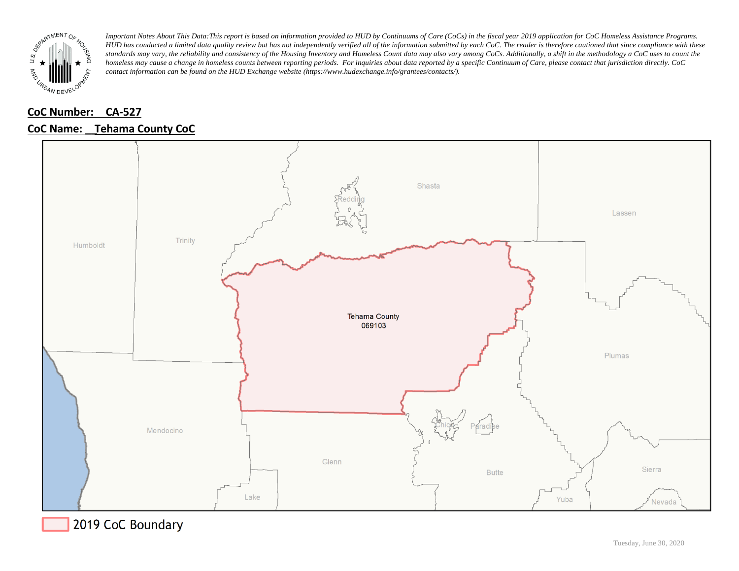*Important Notes About This Data:This report is based on information provided to HUD by Continuums of Care (CoCs) in the fiscal year 2019 application for CoC Homeless Assistance Programs. HUD has conducted a limited data quality review but has not independently verified all of the information submitted by each CoC. The reader is therefore cautioned that since compliance with these standards may vary, the reliability and consistency of the Housing Inventory and Homeless Count data may also vary among CoCs. Additionally, a shift in the methodology a CoC uses to count the homeless may cause a change in homeless counts between reporting periods. For inquiries about data reported by a specific Continuum of Care, please contact that jurisdiction directly. CoC contact information can be found on the HUD Exchange website (https://www.hudexchange.info/grantees/contacts/).*

**CoC Number: CA-527**

**CoC Name: Tehama County CoC**

Tehama County
069103

2019 CoC Boundary

Tuesday, June 30, 2020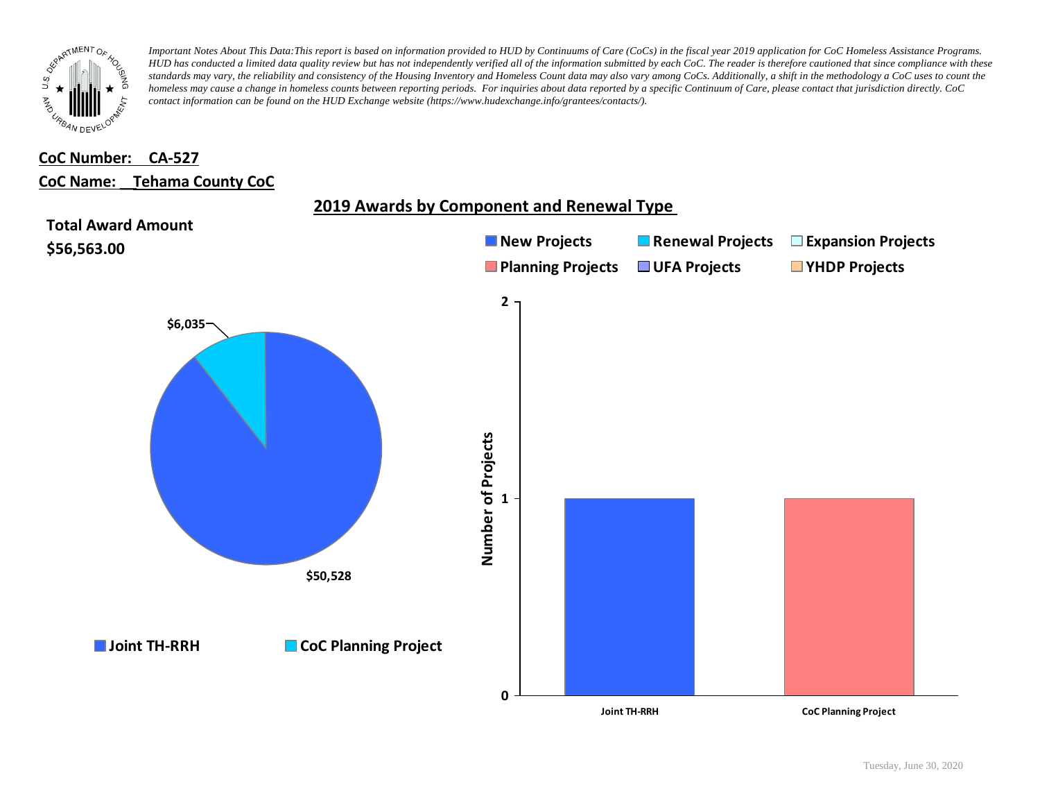*Important Notes About This Data: This report is based on information provided to HUD by Continuums of Care (CoCs) in the fiscal year 2019 application for CoC Homeless Assistance Programs. HUD has conducted a limited data quality review but has not independently verified all of the information submitted by each CoC. The reader is therefore cautioned that since compliance with these standards may vary, the reliability and consistency of the Housing Inventory and Homeless Count data may also vary among CoCs. Additionally, a shift in the methodology a CoC uses to count the homeless may cause a change in homeless counts between reporting periods. For inquiries about data reported by a specific Continuum of Care, please contact that jurisdiction directly. CoC contact information can be found on the HUD Exchange website (https://www.hudexchange.info/grantees/contacts/).*

**CoC Number: CA-527**

**CoC Name: Tehama County CoC**

## 2019 Awards by Component and Renewal Type

**Total Award Amount**

**$56,563.00**

| Component | Award Amount |
|---|---|
| Joint TH-RRH | $50,528 |
| CoC Planning Project | $6,035 |

Legend: New Projects, Renewal Projects, Expansion Projects, Planning Projects, UFA Projects, YHDP Projects

| Component | Number of Projects | Type |
|---|---|---|
| Joint TH-RRH | 1 | New Projects |
| CoC Planning Project | 1 | Planning Projects |

Tuesday, June 30, 2020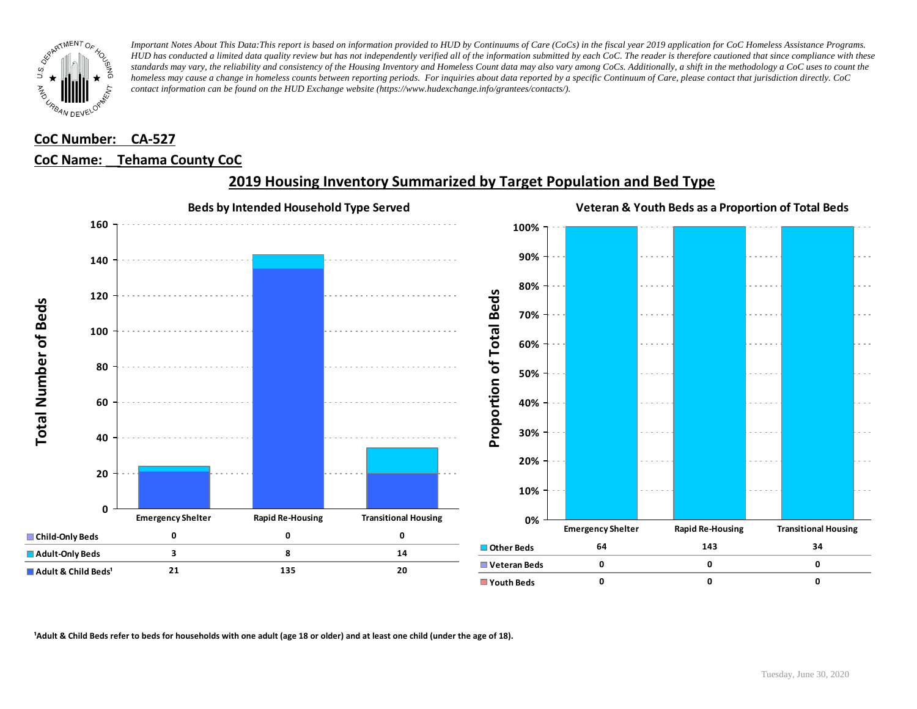*Important Notes About This Data:This report is based on information provided to HUD by Continuums of Care (CoCs) in the fiscal year 2019 application for CoC Homeless Assistance Programs. HUD has conducted a limited data quality review but has not independently verified all of the information submitted by each CoC. The reader is therefore cautioned that since compliance with these standards may vary, the reliability and consistency of the Housing Inventory and Homeless Count data may also vary among CoCs. Additionally, a shift in the methodology a CoC uses to count the homeless may cause a change in homeless counts between reporting periods. For inquiries about data reported by a specific Continuum of Care, please contact that jurisdiction directly. CoC contact information can be found on the HUD Exchange website (https://www.hudexchange.info/grantees/contacts/).*

**CoC Number: CA-527**

**CoC Name: Tehama County CoC**

## 2019 Housing Inventory Summarized by Target Population and Bed Type

### Beds by Intended Household Type Served

| | Emergency Shelter | Rapid Re-Housing | Transitional Housing |
|---|---|---|---|
| Child-Only Beds | 0 | 0 | 0 |
| Adult-Only Beds | 3 | 8 | 14 |
| Adult & Child Beds[1] | 21 | 135 | 20 |

### Veteran & Youth Beds as a Proportion of Total Beds

| | Emergency Shelter | Rapid Re-Housing | Transitional Housing |
|---|---|---|---|
| Other Beds | 64 | 143 | 34 |
| Veteran Beds | 0 | 0 | 0 |
| Youth Beds | 0 | 0 | 0 |

[1]Adult & Child Beds refer to beds for households with one adult (age 18 or older) and at least one child (under the age of 18).

Tuesday, June 30, 2020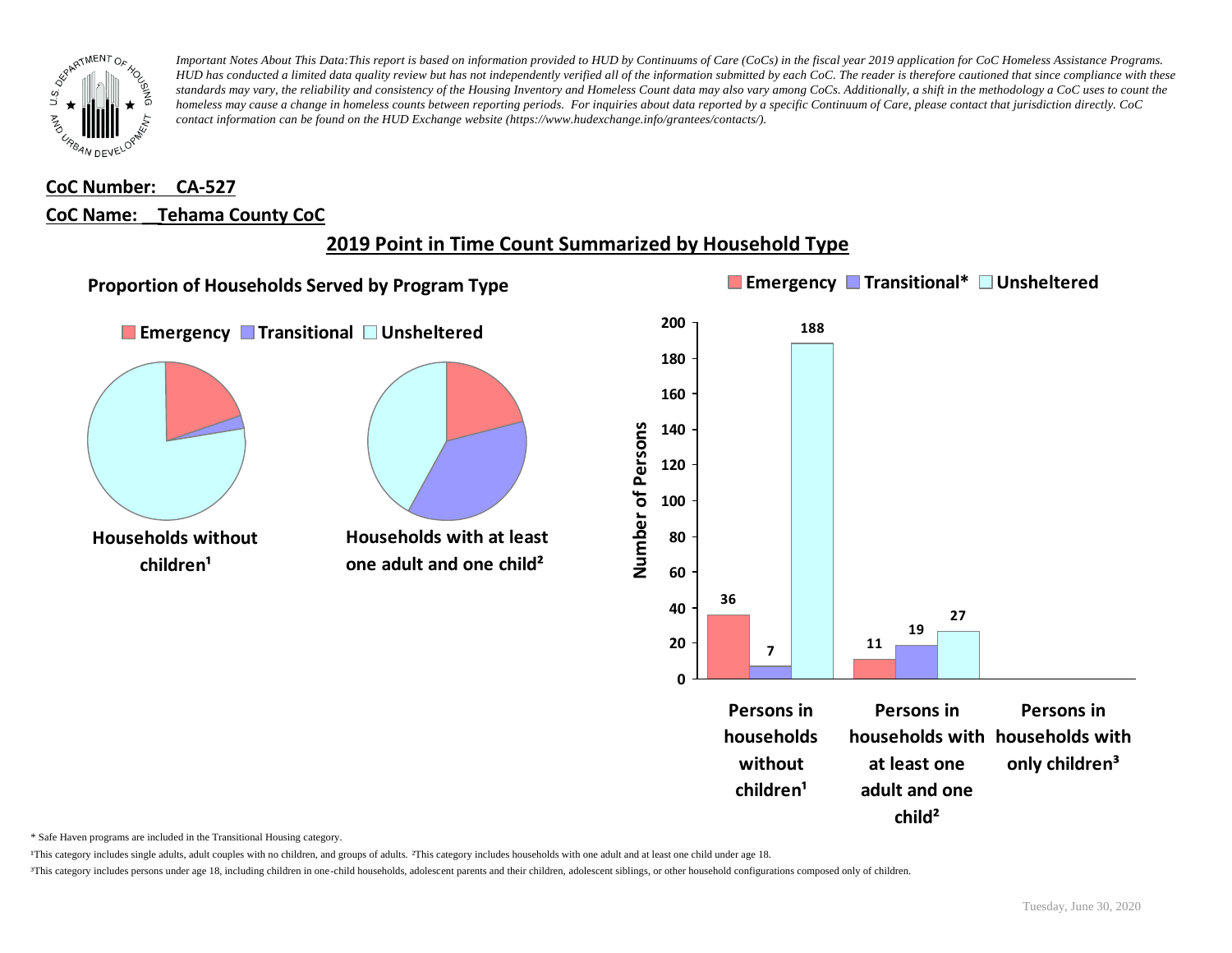*Important Notes About This Data:This report is based on information provided to HUD by Continuums of Care (CoCs) in the fiscal year 2019 application for CoC Homeless Assistance Programs. HUD has conducted a limited data quality review but has not independently verified all of the information submitted by each CoC. The reader is therefore cautioned that since compliance with these standards may vary, the reliability and consistency of the Housing Inventory and Homeless Count data may also vary among CoCs. Additionally, a shift in the methodology a CoC uses to count the homeless may cause a change in homeless counts between reporting periods. For inquiries about data reported by a specific Continuum of Care, please contact that jurisdiction directly. CoC contact information can be found on the HUD Exchange website (https://www.hudexchange.info/grantees/contacts/).*

**CoC Number: CA-527**

**CoC Name: Tehama County CoC**

## 2019 Point in Time Count Summarized by Household Type

### Proportion of Households Served by Program Type

Emergency | Transitional | Unsheltered

**Households without children¹**

**Households with at least one adult and one child²**

| | Emergency | Transitional* | Unsheltered |
|---|---|---|---|
| Persons in households without children¹ | 36 | 7 | 188 |
| Persons in households with at least one adult and one child² | 11 | 19 | 27 |
| Persons in households with only children³ | | | |

Number of Persons

\* Safe Haven programs are included in the Transitional Housing category.

¹This category includes single adults, adult couples with no children, and groups of adults. ²This category includes households with one adult and at least one child under age 18.

³This category includes persons under age 18, including children in one-child households, adolescent parents and their children, adolescent siblings, or other household configurations composed only of children.

Tuesday, June 30, 2020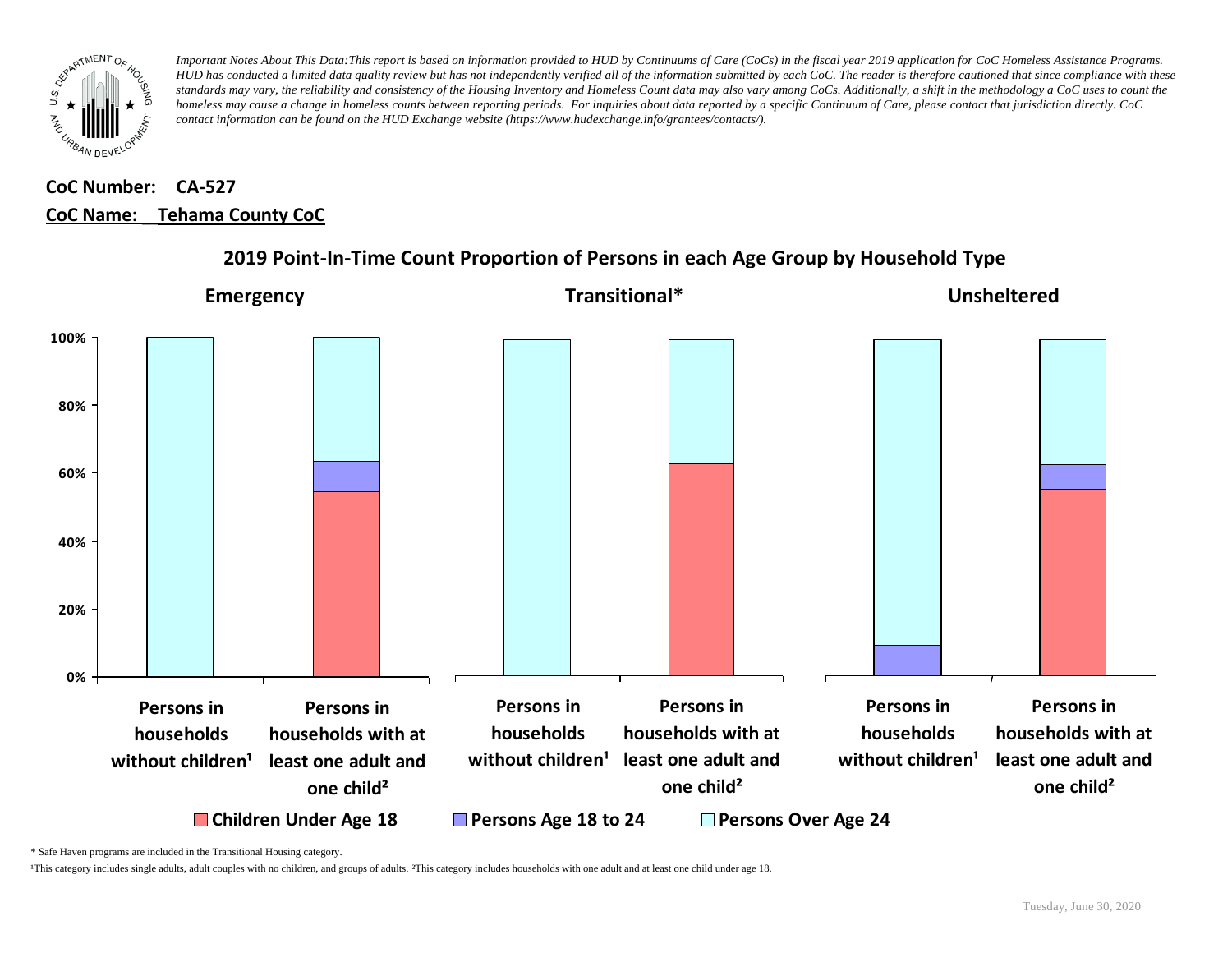*Important Notes About This Data:This report is based on information provided to HUD by Continuums of Care (CoCs) in the fiscal year 2019 application for CoC Homeless Assistance Programs. HUD has conducted a limited data quality review but has not independently verified all of the information submitted by each CoC. The reader is therefore cautioned that since compliance with these standards may vary, the reliability and consistency of the Housing Inventory and Homeless Count data may also vary among CoCs. Additionally, a shift in the methodology a CoC uses to count the homeless may cause a change in homeless counts between reporting periods. For inquiries about data reported by a specific Continuum of Care, please contact that jurisdiction directly. CoC contact information can be found on the HUD Exchange website (https://www.hudexchange.info/grantees/contacts/).*

**CoC Number: CA-527**

**CoC Name: _Tehama County CoC**

## 2019 Point-In-Time Count Proportion of Persons in each Age Group by Household Type

**Emergency** | **Transitional*** | **Unsheltered**

100% | 80% | 60% | 40% | 20% | 0%

Persons in households without children¹ | Persons in households with at least one adult and one child²

Persons in households without children¹ | Persons in households with at least one adult and one child²

Persons in households without children¹ | Persons in households with at least one adult and one child²

Children Under Age 18 | Persons Age 18 to 24 | Persons Over Age 24

\* Safe Haven programs are included in the Transitional Housing category.

¹This category includes single adults, adult couples with no children, and groups of adults. ²This category includes households with one adult and at least one child under age 18.

Tuesday, June 30, 2020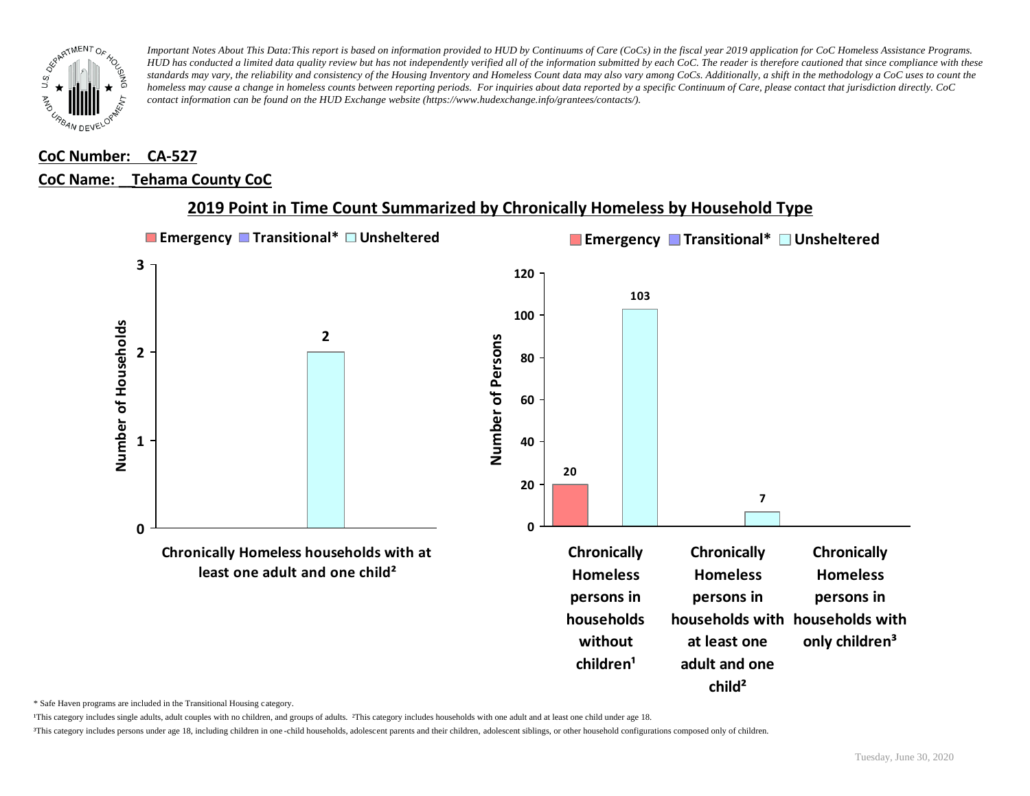*Important Notes About This Data:This report is based on information provided to HUD by Continuums of Care (CoCs) in the fiscal year 2019 application for CoC Homeless Assistance Programs. HUD has conducted a limited data quality review but has not independently verified all of the information submitted by each CoC. The reader is therefore cautioned that since compliance with these standards may vary, the reliability and consistency of the Housing Inventory and Homeless Count data may also vary among CoCs. Additionally, a shift in the methodology a CoC uses to count the homeless may cause a change in homeless counts between reporting periods. For inquiries about data reported by a specific Continuum of Care, please contact that jurisdiction directly. CoC contact information can be found on the HUD Exchange website (https://www.hudexchange.info/grantees/contacts/).*

**CoC Number: CA-527**

**CoC Name: Tehama County CoC**

## 2019 Point in Time Count Summarized by Chronically Homeless by Household Type

**Number of Households**

| | Emergency | Transitional* | Unsheltered |
|---|---|---|---|
| Chronically Homeless households with at least one adult and one child² | | | 2 |

**Number of Persons**

| | Emergency | Transitional* | Unsheltered |
|---|---|---|---|
| Chronically Homeless persons in households without children¹ | 20 | | 103 |
| Chronically Homeless persons in households with at least one adult and one child² | | | 7 |
| Chronically Homeless persons in households with only children³ | | | |

\* Safe Haven programs are included in the Transitional Housing category.

¹This category includes single adults, adult couples with no children, and groups of adults. ²This category includes households with one adult and at least one child under age 18.

³This category includes persons under age 18, including children in one-child households, adolescent parents and their children, adolescent siblings, or other household configurations composed only of children.

Tuesday, June 30, 2020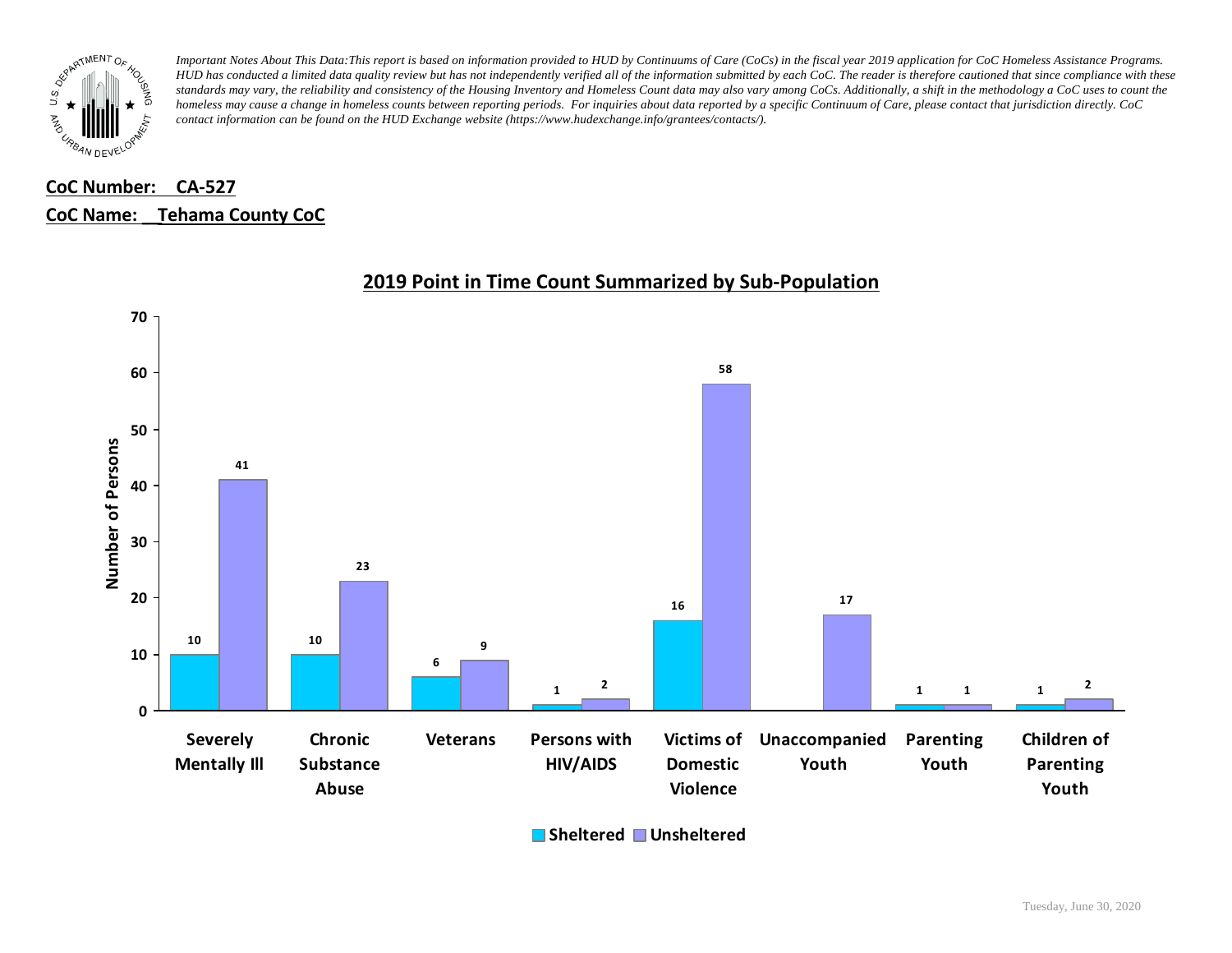*Important Notes About This Data:This report is based on information provided to HUD by Continuums of Care (CoCs) in the fiscal year 2019 application for CoC Homeless Assistance Programs. HUD has conducted a limited data quality review but has not independently verified all of the information submitted by each CoC. The reader is therefore cautioned that since compliance with these standards may vary, the reliability and consistency of the Housing Inventory and Homeless Count data may also vary among CoCs. Additionally, a shift in the methodology a CoC uses to count the homeless may cause a change in homeless counts between reporting periods. For inquiries about data reported by a specific Continuum of Care, please contact that jurisdiction directly. CoC contact information can be found on the HUD Exchange website (https://www.hudexchange.info/grantees/contacts/).*

**CoC Number: CA-527**

**CoC Name: Tehama County CoC**

## 2019 Point in Time Count Summarized by Sub-Population

Number of Persons

0
10
20
30
40
50
60
70

Severely Mentally Ill: 10, 41

Chronic Substance Abuse: 10, 23

Veterans: 6, 9

Persons with HIV/AIDS: 1, 2

Victims of Domestic Violence: 16, 58

Unaccompanied Youth: 17

Parenting Youth: 1, 1

Children of Parenting Youth: 1, 2

Sheltered Unsheltered

Tuesday, June 30, 2020